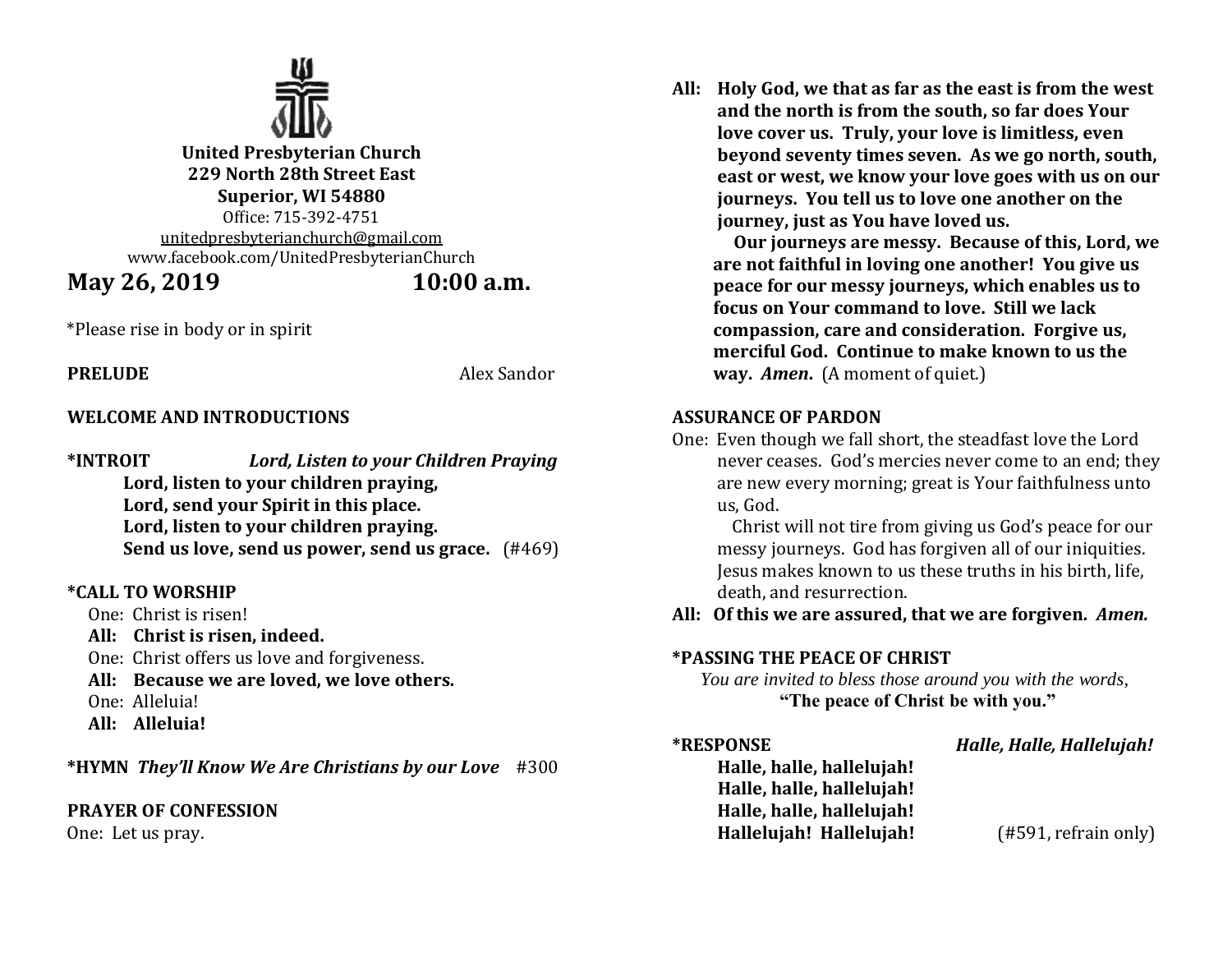**United Presbyterian Church**
**229 North 28th Street East**
**Superior, WI 54880**
Office: 715-392-4751
unitedpresbyterianchurch@gmail.com
www.facebook.com/UnitedPresbyterianChurch

## May 26, 2019 10:00 a.m.

*Please rise in body or in spirit

**PRELUDE** Alex Sandor

**WELCOME AND INTRODUCTIONS**

**\*INTROIT** ***Lord, Listen to your Children Praying***

**Lord, listen to your children praying,**
**Lord, send your Spirit in this place.**
**Lord, listen to your children praying.**
**Send us love, send us power, send us grace.** (#469)

**\*CALL TO WORSHIP**

One: Christ is risen!
**All: Christ is risen, indeed.**
One: Christ offers us love and forgiveness.
**All: Because we are loved, we love others.**
One: Alleluia!
**All: Alleluia!**

**\*HYMN** ***They'll Know We Are Christians by our Love*** #300

**PRAYER OF CONFESSION**

One: Let us pray.

**All: Holy God, we that as far as the east is from the west and the north is from the south, so far does Your love cover us. Truly, your love is limitless, even beyond seventy times seven. As we go north, south, east or west, we know your love goes with us on our journeys. You tell us to love one another on the journey, just as You have loved us.**

**Our journeys are messy. Because of this, Lord, we are not faithful in loving one another! You give us peace for our messy journeys, which enables us to focus on Your command to love. Still we lack compassion, care and consideration. Forgive us, merciful God. Continue to make known to us the way. *Amen*.** (A moment of quiet.)

**ASSURANCE OF PARDON**

One: Even though we fall short, the steadfast love the Lord never ceases. God's mercies never come to an end; they are new every morning; great is Your faithfulness unto us, God.

Christ will not tire from giving us God's peace for our messy journeys. God has forgiven all of our iniquities. Jesus makes known to us these truths in his birth, life, death, and resurrection.

**All: Of this we are assured, that we are forgiven. *Amen.***

**\*PASSING THE PEACE OF CHRIST**

*You are invited to bless those around you with the words*,
**"The peace of Christ be with you."**

**\*RESPONSE** ***Halle, Halle, Hallelujah!***

**Halle, halle, hallelujah!**
**Halle, halle, hallelujah!**
**Halle, halle, hallelujah!**
**Hallelujah! Hallelujah!** (#591, refrain only)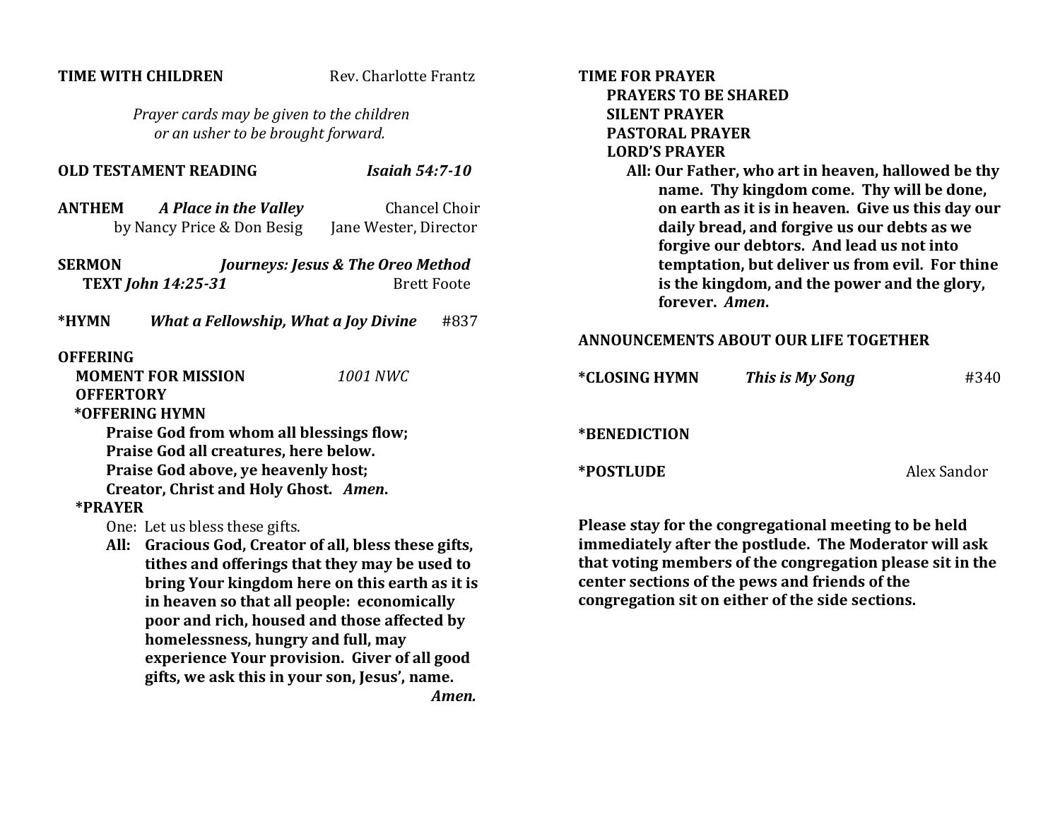**TIME WITH CHILDREN** Rev. Charlotte Frantz

*Prayer cards may be given to the children or an usher to be brought forward.*

**OLD TESTAMENT READING** *Isaiah 54:7-10*

**ANTHEM** ***A Place in the Valley*** Chancel Choir
by Nancy Price & Don Besig Jane Wester, Director

**SERMON** ***Journeys: Jesus & The Oreo Method***
**TEXT** ***John 14:25-31*** Brett Foote

***HYMN** ***What a Fellowship, What a Joy Divine*** #837

**OFFERING**

**MOMENT FOR MISSION** *1001 NWC*

**OFFERTORY**

***OFFERING HYMN**

**Praise God from whom all blessings flow;**
**Praise God all creatures, here below.**
**Praise God above, ye heavenly host;**
**Creator, Christ and Holy Ghost.** ***Amen*.**

***PRAYER**

One: Let us bless these gifts.

**All: Gracious God, Creator of all, bless these gifts, tithes and offerings that they may be used to bring Your kingdom here on this earth as it is in heaven so that all people: economically poor and rich, housed and those affected by homelessness, hungry and full, may experience Your provision. Giver of all good gifts, we ask this in your son, Jesus', name.** ***Amen.***

**TIME FOR PRAYER**

**PRAYERS TO BE SHARED**

**SILENT PRAYER**

**PASTORAL PRAYER**

**LORD'S PRAYER**

**All: Our Father, who art in heaven, hallowed be thy name. Thy kingdom come. Thy will be done, on earth as it is in heaven. Give us this day our daily bread, and forgive us our debts as we forgive our debtors. And lead us not into temptation, but deliver us from evil. For thine is the kingdom, and the power and the glory, forever.** ***Amen*.**

**ANNOUNCEMENTS ABOUT OUR LIFE TOGETHER**

***CLOSING HYMN** ***This is My Song*** #340

***BENEDICTION**

***POSTLUDE** Alex Sandor

**Please stay for the congregational meeting to be held immediately after the postlude. The Moderator will ask that voting members of the congregation please sit in the center sections of the pews and friends of the congregation sit on either of the side sections.**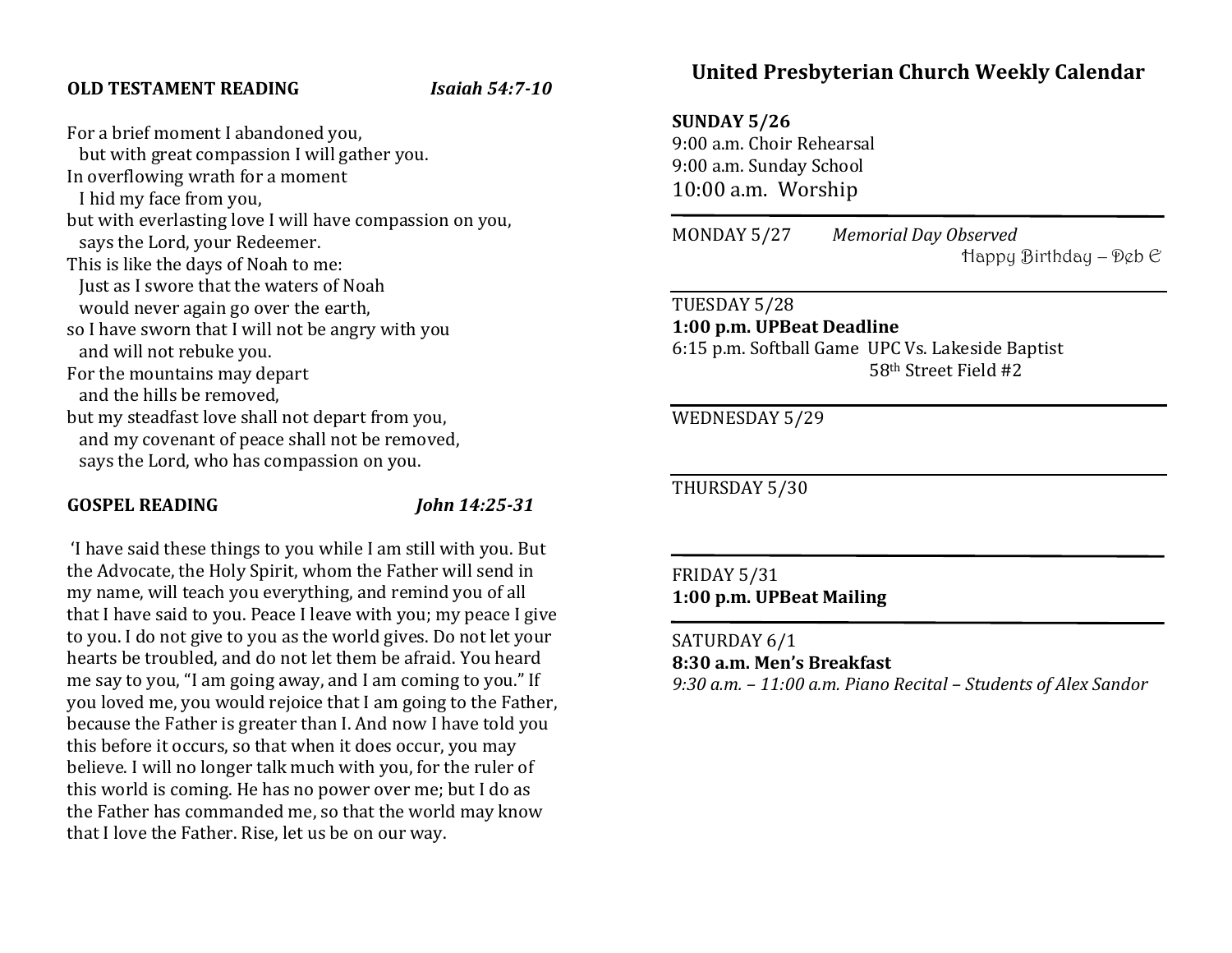**OLD TESTAMENT READING** *Isaiah 54:7-10*

For a brief moment I abandoned you,
   but with great compassion I will gather you.
In overflowing wrath for a moment
   I hid my face from you,
but with everlasting love I will have compassion on you,
   says the Lord, your Redeemer.
This is like the days of Noah to me:
   Just as I swore that the waters of Noah
   would never again go over the earth,
so I have sworn that I will not be angry with you
   and will not rebuke you.
For the mountains may depart
   and the hills be removed,
but my steadfast love shall not depart from you,
   and my covenant of peace shall not be removed,
   says the Lord, who has compassion on you.

**GOSPEL READING** *John 14:25-31*

'I have said these things to you while I am still with you. But the Advocate, the Holy Spirit, whom the Father will send in my name, will teach you everything, and remind you of all that I have said to you. Peace I leave with you; my peace I give to you. I do not give to you as the world gives. Do not let your hearts be troubled, and do not let them be afraid. You heard me say to you, "I am going away, and I am coming to you." If you loved me, you would rejoice that I am going to the Father, because the Father is greater than I. And now I have told you this before it occurs, so that when it does occur, you may believe. I will no longer talk much with you, for the ruler of this world is coming. He has no power over me; but I do as the Father has commanded me, so that the world may know that I love the Father. Rise, let us be on our way.

## United Presbyterian Church Weekly Calendar

**SUNDAY 5/26**
9:00 a.m. Choir Rehearsal
9:00 a.m. Sunday School
10:00 a.m. Worship

---

MONDAY 5/27 *Memorial Day Observed*
Happy Birthday – Deb E

---

TUESDAY 5/28
**1:00 p.m. UPBeat Deadline**
6:15 p.m. Softball Game UPC Vs. Lakeside Baptist
58th Street Field #2

---

WEDNESDAY 5/29

---

THURSDAY 5/30

---

FRIDAY 5/31
**1:00 p.m. UPBeat Mailing**

---

SATURDAY 6/1
**8:30 a.m. Men's Breakfast**
*9:30 a.m. – 11:00 a.m. Piano Recital – Students of Alex Sandor*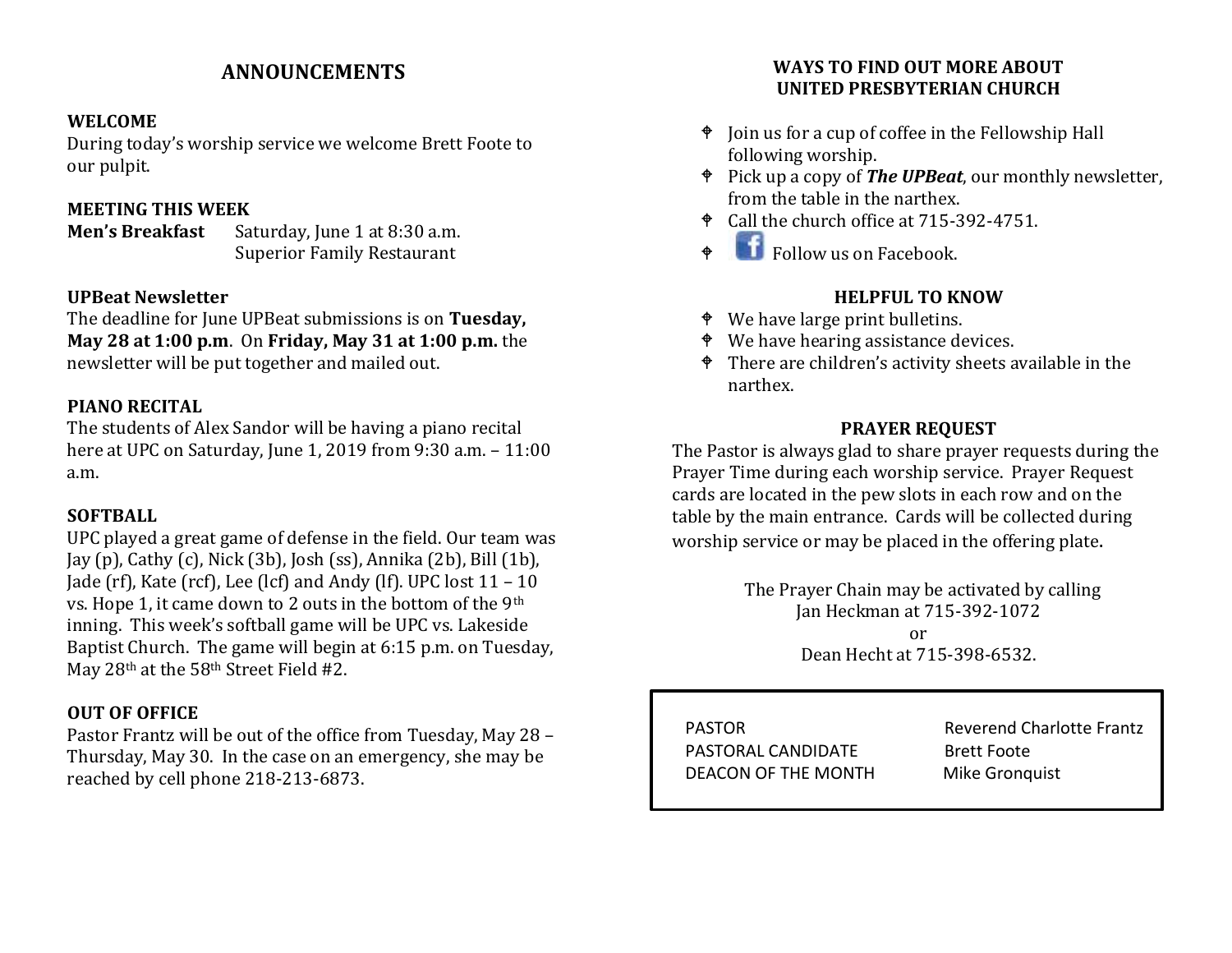# ANNOUNCEMENTS

**WELCOME**

During today's worship service we welcome Brett Foote to our pulpit.

**MEETING THIS WEEK**

**Men's Breakfast** Saturday, June 1 at 8:30 a.m.
Superior Family Restaurant

**UPBeat Newsletter**

The deadline for June UPBeat submissions is on **Tuesday, May 28 at 1:00 p.m**. On **Friday, May 31 at 1:00 p.m.** the newsletter will be put together and mailed out.

**PIANO RECITAL**

The students of Alex Sandor will be having a piano recital here at UPC on Saturday, June 1, 2019 from 9:30 a.m. – 11:00 a.m.

**SOFTBALL**

UPC played a great game of defense in the field. Our team was Jay (p), Cathy (c), Nick (3b), Josh (ss), Annika (2b), Bill (1b), Jade (rf), Kate (rcf), Lee (lcf) and Andy (lf). UPC lost 11 – 10 vs. Hope 1, it came down to 2 outs in the bottom of the 9th inning. This week's softball game will be UPC vs. Lakeside Baptist Church. The game will begin at 6:15 p.m. on Tuesday, May 28th at the 58th Street Field #2.

**OUT OF OFFICE**

Pastor Frantz will be out of the office from Tuesday, May 28 – Thursday, May 30. In the case on an emergency, she may be reached by cell phone 218-213-6873.

**WAYS TO FIND OUT MORE ABOUT UNITED PRESBYTERIAN CHURCH**

- Join us for a cup of coffee in the Fellowship Hall following worship.
- Pick up a copy of ***The UPBeat***, our monthly newsletter, from the table in the narthex.
- Call the church office at 715-392-4751.
- Follow us on Facebook.

**HELPFUL TO KNOW**

- We have large print bulletins.
- We have hearing assistance devices.
- There are children's activity sheets available in the narthex.

**PRAYER REQUEST**

The Pastor is always glad to share prayer requests during the Prayer Time during each worship service. Prayer Request cards are located in the pew slots in each row and on the table by the main entrance. Cards will be collected during worship service or may be placed in the offering plate.

The Prayer Chain may be activated by calling
Jan Heckman at 715-392-1072
or
Dean Hecht at 715-398-6532.

| | |
|---|---|
| PASTOR | Reverend Charlotte Frantz |
| PASTORAL CANDIDATE | Brett Foote |
| DEACON OF THE MONTH | Mike Gronquist |